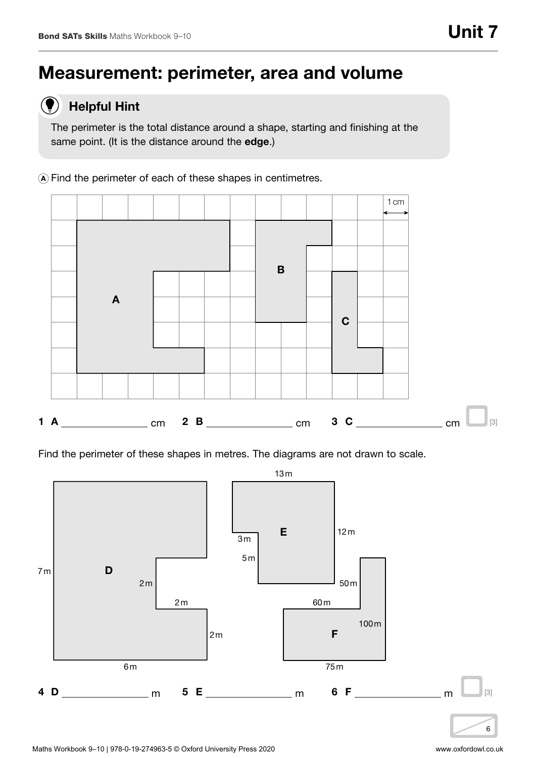# Measurement: perimeter, area and volume

## Helpful Hint

The perimeter is the total distance around a shape, starting and finishing at the same point. (It is the distance around the **edge**.)

Ⓐ Find the perimeter of each of these shapes in centimetres.

1 cm

A

B

C

**1 A** _______________ cm **2 B** _______________ cm **3 C** _______________ cm [3]

Find the perimeter of these shapes in metres. The diagrams are not drawn to scale.

D: 7 m, 2 m, 2 m, 2 m, 6 m

E: 13 m, 12 m, 3 m, 5 m

F: 50 m, 60 m, 100 m, 75 m

**4 D** _______________ m **5 E** _______________ m **6 F** _______________ m [3]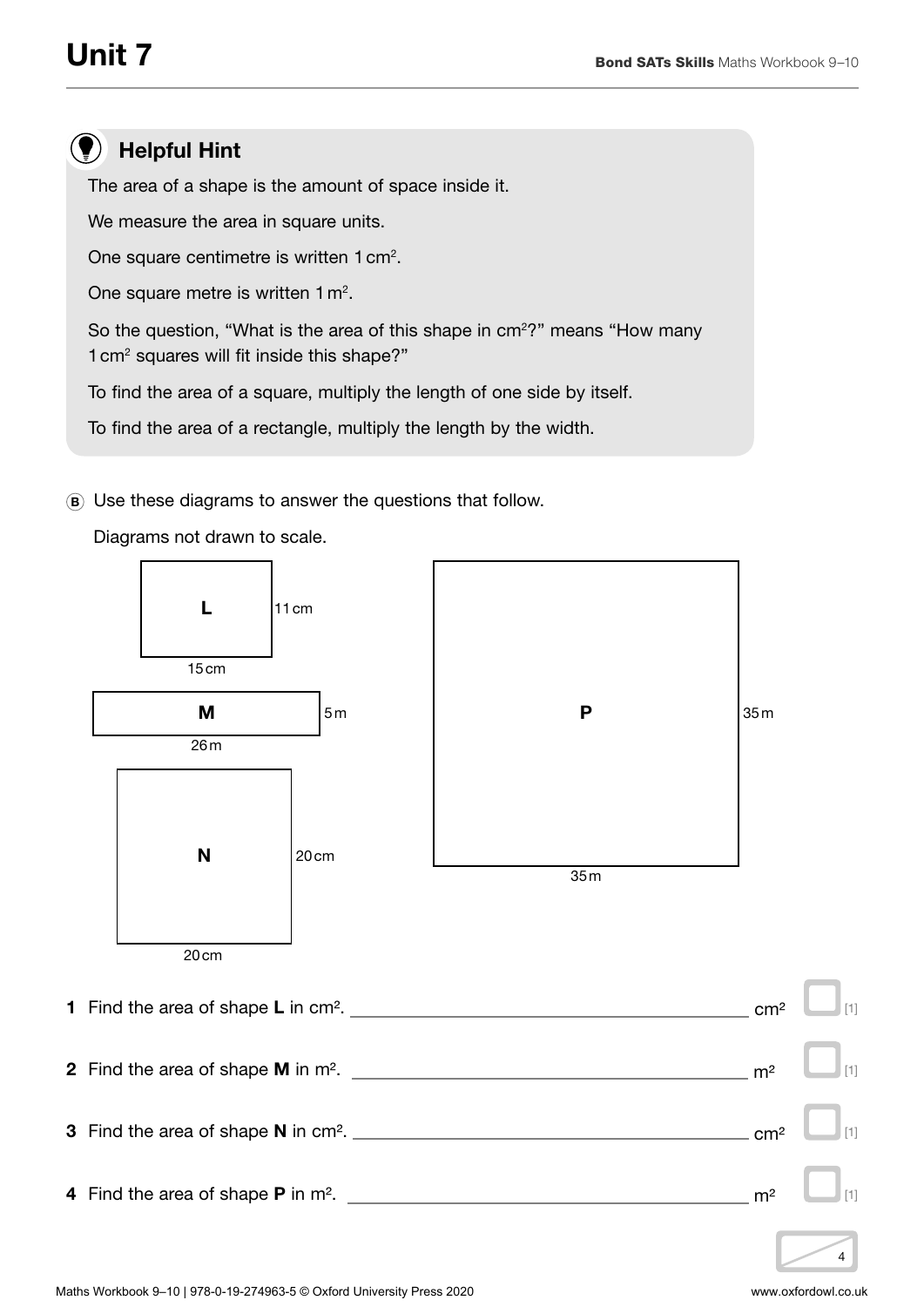# Unit 7

## Helpful Hint

The area of a shape is the amount of space inside it.

We measure the area in square units.

One square centimetre is written 1 $cm^2$.

One square metre is written 1 $m^2$.

So the question, "What is the area of this shape in $cm^2$?" means "How many 1 $cm^2$ squares will fit inside this shape?"

To find the area of a square, multiply the length of one side by itself.

To find the area of a rectangle, multiply the length by the width.

**B** Use these diagrams to answer the questions that follow.

Diagrams not drawn to scale.

**L** 11 cm, 15 cm

**M** 5 m, 26 m

**N** 20 cm, 20 cm

**P** 35 m, 35 m

**1** Find the area of shape **L** in $cm^2$. _______________ $cm^2$ [1]

**2** Find the area of shape **M** in $m^2$. _______________ $m^2$ [1]

**3** Find the area of shape **N** in $cm^2$. _______________ $cm^2$ [1]

**4** Find the area of shape **P** in $m^2$. _______________ $m^2$ [1]

4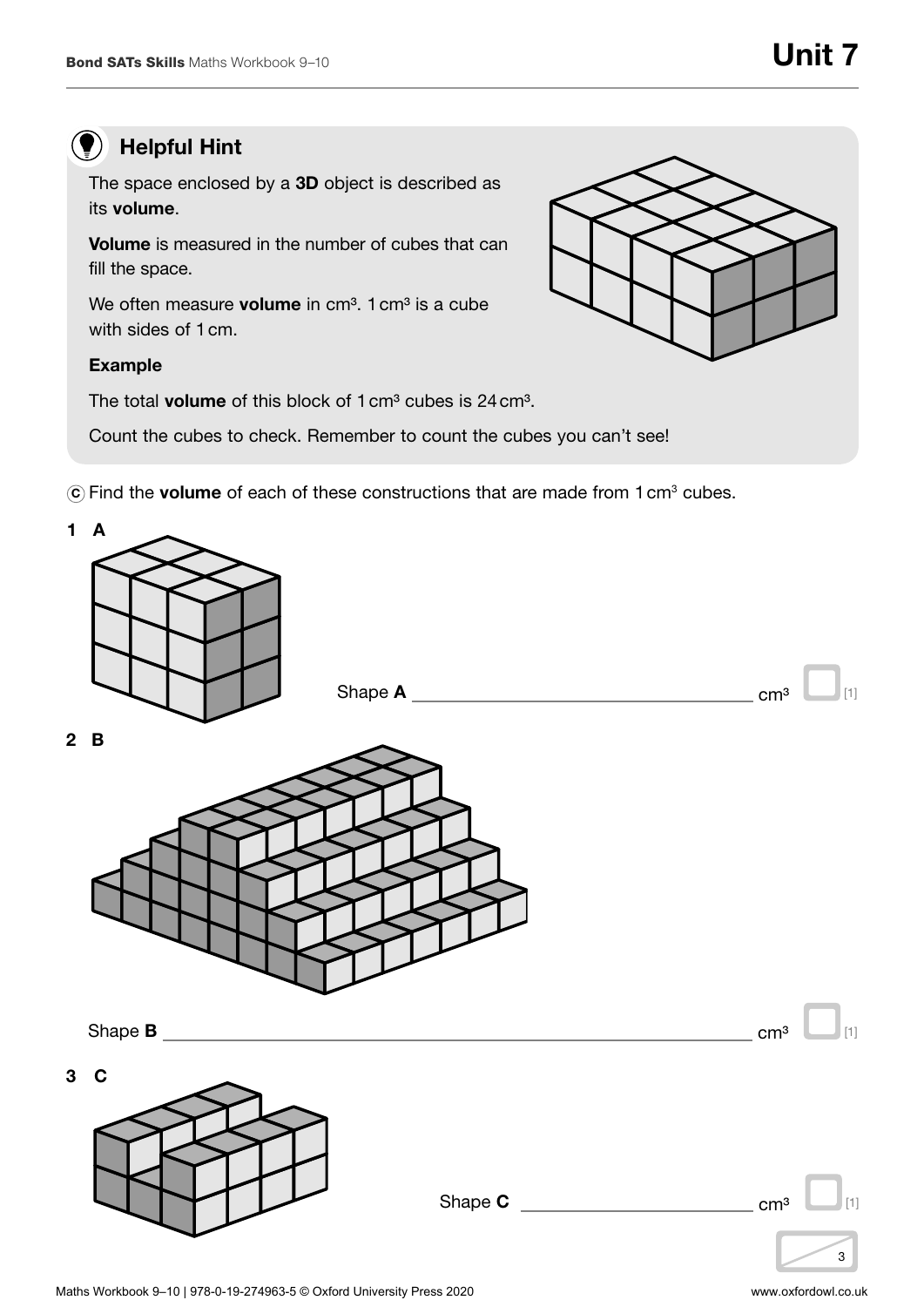## Helpful Hint

The space enclosed by a **3D** object is described as its **volume**.

**Volume** is measured in the number of cubes that can fill the space.

We often measure **volume** in cm³. 1 cm³ is a cube with sides of 1 cm.

**Example**

The total **volume** of this block of 1 cm³ cubes is 24 cm³.

Count the cubes to check. Remember to count the cubes you can't see!

ⓒ Find the **volume** of each of these constructions that are made from 1 cm³ cubes.

**1 A**

Shape **A** ______________________ cm³ [1]

**2 B**

Shape **B** ______________________ cm³ [1]

**3 C**

Shape **C** ______________________ cm³ [1]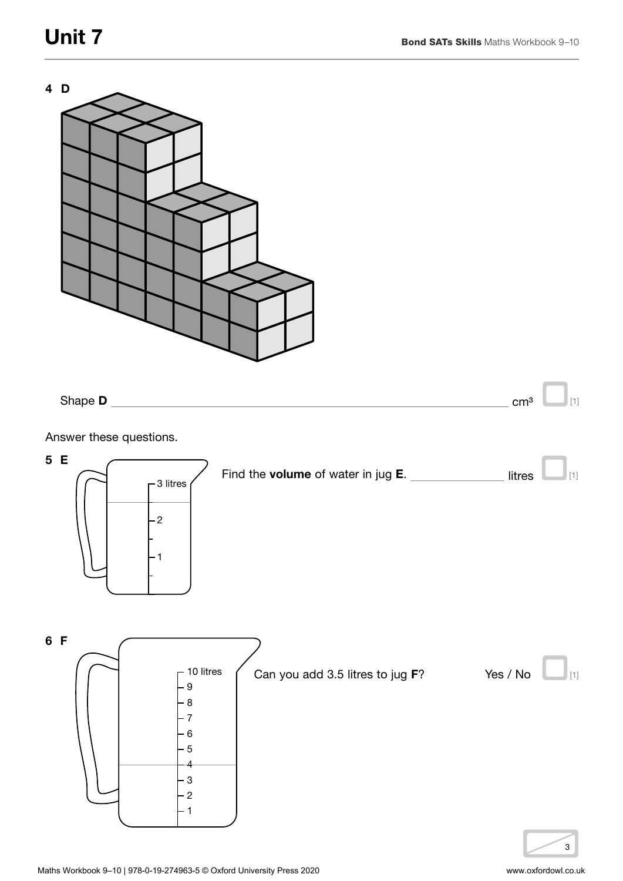**4 D**

Shape **D** ______________________________ cm³ [1]

Answer these questions.

**5 E**

3 litres

2

1

Find the **volume** of water in jug **E**. ______________ litres [1]

**6 F**

10 litres

9

8

7

6

5

4

3

2

1

Can you add 3.5 litres to jug **F**? Yes / No [1]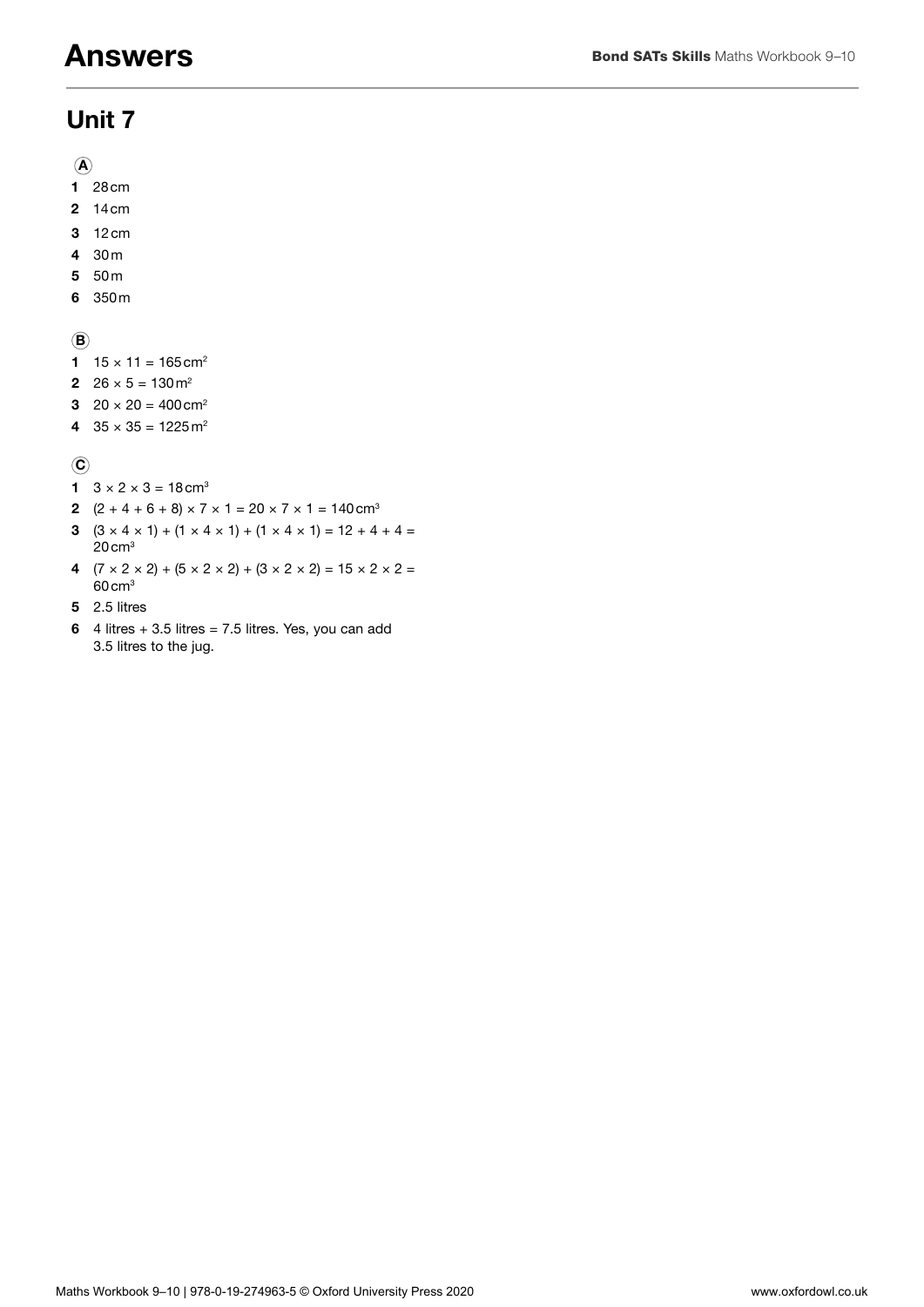# Answers

## Unit 7

**A**

1. 28 cm
2. 14 cm
3. 12 cm
4. 30 m
5. 50 m
6. 350 m

**B**

1. $15 \times 11 = 165\,\text{cm}^2$
2. $26 \times 5 = 130\,\text{m}^2$
3. $20 \times 20 = 400\,\text{cm}^2$
4. $35 \times 35 = 1225\,\text{m}^2$

**C**

1. $3 \times 2 \times 3 = 18\,\text{cm}^3$
2. $(2 + 4 + 6 + 8) \times 7 \times 1 = 20 \times 7 \times 1 = 140\,\text{cm}^3$
3. $(3 \times 4 \times 1) + (1 \times 4 \times 1) + (1 \times 4 \times 1) = 12 + 4 + 4 = 20\,\text{cm}^3$
4. $(7 \times 2 \times 2) + (5 \times 2 \times 2) + (3 \times 2 \times 2) = 15 \times 2 \times 2 = 60\,\text{cm}^3$
5. 2.5 litres
6. 4 litres + 3.5 litres = 7.5 litres. Yes, you can add 3.5 litres to the jug.